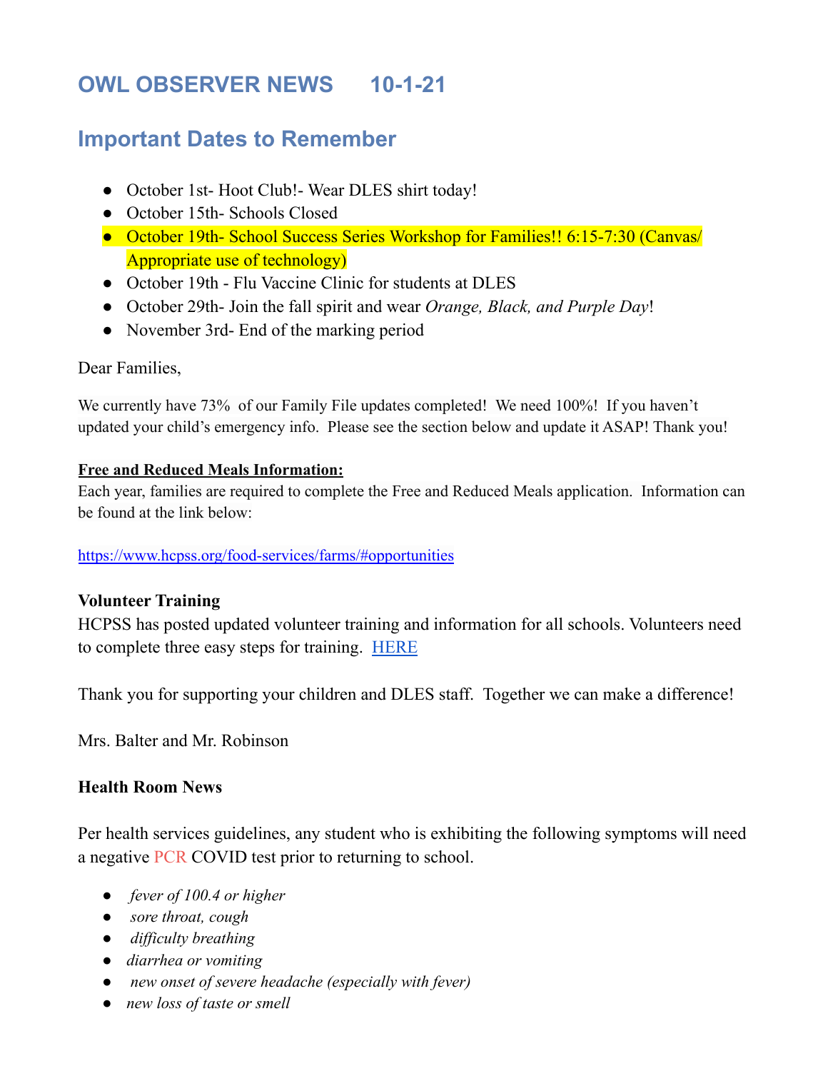# OWL OBSERVER NEWS 10-1-21

## Important Dates to Remember

- October 1st- Hoot Club!- Wear DLES shirt today!
- October 15th- Schools Closed
- October 19th- School Success Series Workshop for Families!! 6:15-7:30 (Canvas/ Appropriate use of technology)
- October 19th - Flu Vaccine Clinic for students at DLES
- October 29th- Join the fall spirit and wear *Orange, Black, and Purple Day*!
- November 3rd- End of the marking period

Dear Families,

We currently have 73% of our Family File updates completed! We need 100%! If you haven't updated your child's emergency info. Please see the section below and update it ASAP! Thank you!

**Free and Reduced Meals Information:**
Each year, families are required to complete the Free and Reduced Meals application. Information can be found at the link below:

https://www.hcpss.org/food-services/farms/#opportunities

**Volunteer Training**
HCPSS has posted updated volunteer training and information for all schools. Volunteers need to complete three easy steps for training. HERE

Thank you for supporting your children and DLES staff. Together we can make a difference!

Mrs. Balter and Mr. Robinson

**Health Room News**

Per health services guidelines, any student who is exhibiting the following symptoms will need a negative PCR COVID test prior to returning to school.

- *fever of 100.4 or higher*
- *sore throat, cough*
- *difficulty breathing*
- *diarrhea or vomiting*
- *new onset of severe headache (especially with fever)*
- *new loss of taste or smell*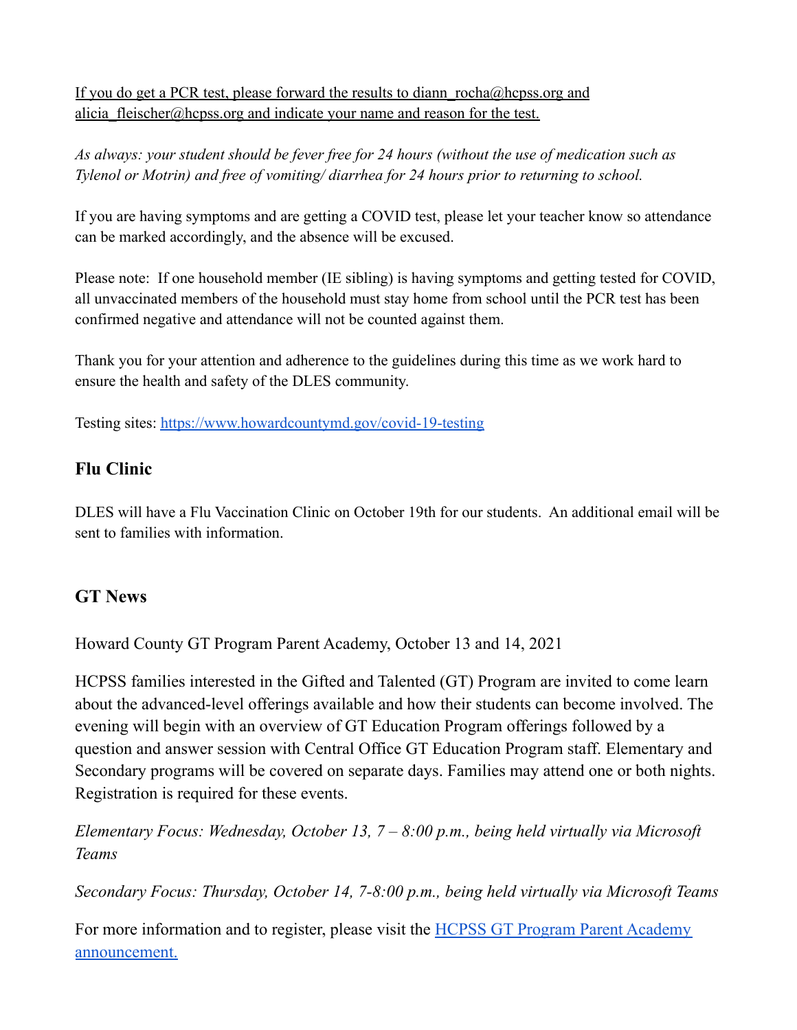If you do get a PCR test, please forward the results to diann_rocha@hcpss.org and alicia_fleischer@hcpss.org and indicate your name and reason for the test.

*As always: your student should be fever free for 24 hours (without the use of medication such as Tylenol or Motrin) and free of vomiting/ diarrhea for 24 hours prior to returning to school.*

If you are having symptoms and are getting a COVID test, please let your teacher know so attendance can be marked accordingly, and the absence will be excused.

Please note: If one household member (IE sibling) is having symptoms and getting tested for COVID, all unvaccinated members of the household must stay home from school until the PCR test has been confirmed negative and attendance will not be counted against them.

Thank you for your attention and adherence to the guidelines during this time as we work hard to ensure the health and safety of the DLES community.

Testing sites: [https://www.howardcountymd.gov/covid-19-testing](https://www.howardcountymd.gov/covid-19-testing)

## Flu Clinic

DLES will have a Flu Vaccination Clinic on October 19th for our students. An additional email will be sent to families with information.

## GT News

Howard County GT Program Parent Academy, October 13 and 14, 2021

HCPSS families interested in the Gifted and Talented (GT) Program are invited to come learn about the advanced-level offerings available and how their students can become involved. The evening will begin with an overview of GT Education Program offerings followed by a question and answer session with Central Office GT Education Program staff. Elementary and Secondary programs will be covered on separate days. Families may attend one or both nights. Registration is required for these events.

*Elementary Focus: Wednesday, October 13, 7 – 8:00 p.m., being held virtually via Microsoft Teams*

*Secondary Focus: Thursday, October 14, 7-8:00 p.m., being held virtually via Microsoft Teams*

For more information and to register, please visit the HCPSS GT Program Parent Academy announcement.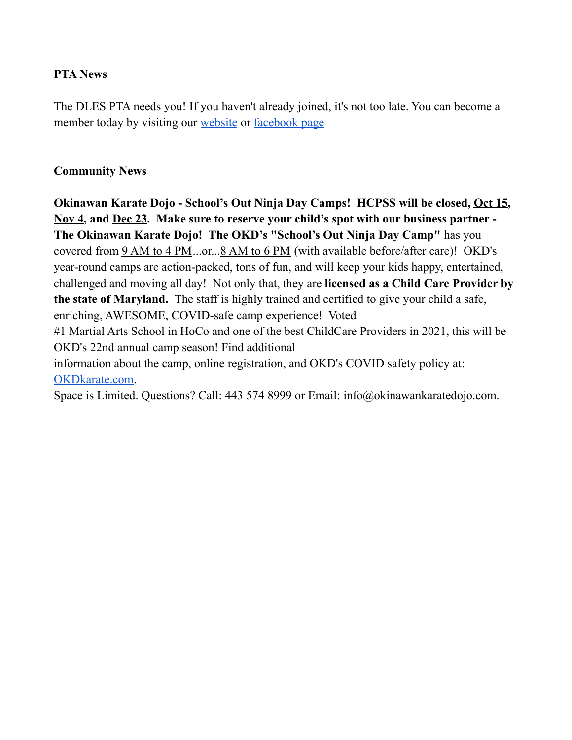**PTA News**

The DLES PTA needs you! If you haven't already joined, it's not too late. You can become a member today by visiting our website or facebook page

**Community News**

**Okinawan Karate Dojo - School's Out Ninja Day Camps! HCPSS will be closed, Oct 15, Nov 4, and Dec 23. Make sure to reserve your child's spot with our business partner - The Okinawan Karate Dojo! The OKD's "School's Out Ninja Day Camp"** has you covered from 9 AM to 4 PM...or...8 AM to 6 PM (with available before/after care)! OKD's year-round camps are action-packed, tons of fun, and will keep your kids happy, entertained, challenged and moving all day! Not only that, they are **licensed as a Child Care Provider by the state of Maryland.** The staff is highly trained and certified to give your child a safe, enriching, AWESOME, COVID-safe camp experience! Voted #1 Martial Arts School in HoCo and one of the best ChildCare Providers in 2021, this will be OKD's 22nd annual camp season! Find additional information about the camp, online registration, and OKD's COVID safety policy at: OKDkarate.com.

Space is Limited. Questions? Call: 443 574 8999 or Email: info@okinawankaratedojo.com.